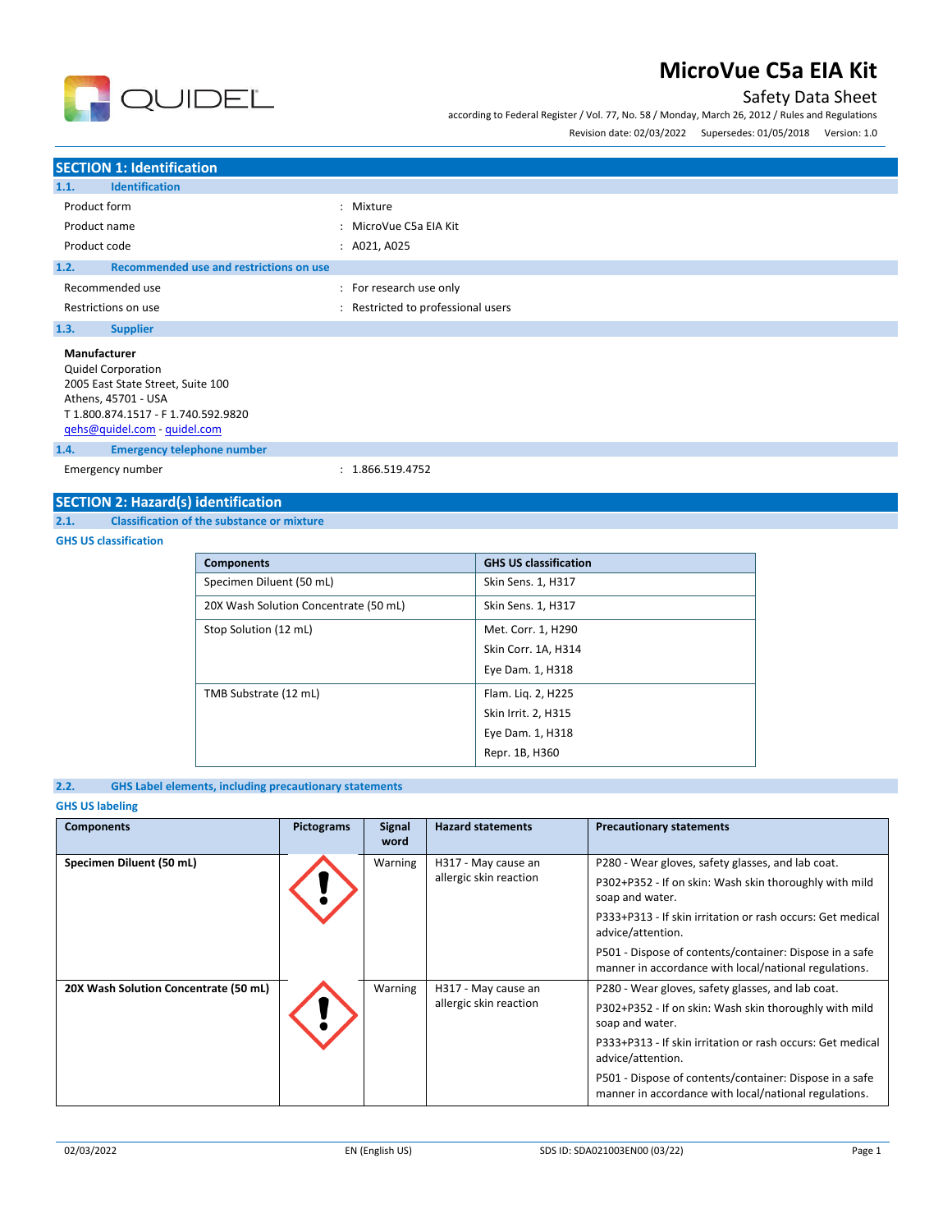# MicroVue C5a EIA Kit

Safety Data Sheet

according to Federal Register / Vol. 77, No. 58 / Monday, March 26, 2012 / Rules and Regulations

Revision date: 02/03/2022 Supersedes: 01/05/2018 Version: 1.0

## SECTION 1: Identification

### 1.1. Identification

| | |
|---|---|
| Product form | : Mixture |
| Product name | : MicroVue C5a EIA Kit |
| Product code | : A021, A025 |

### 1.2. Recommended use and restrictions on use

| | |
|---|---|
| Recommended use | : For research use only |
| Restrictions on use | : Restricted to professional users |

### 1.3. Supplier

**Manufacturer**
Quidel Corporation
2005 East State Street, Suite 100
Athens, 45701 - USA
T 1.800.874.1517 - F 1.740.592.9820
qehs@quidel.com - quidel.com

### 1.4. Emergency telephone number

| | |
|---|---|
| Emergency number | : 1.866.519.4752 |

## SECTION 2: Hazard(s) identification

### 2.1. Classification of the substance or mixture

**GHS US classification**

| Components | GHS US classification |
|---|---|
| Specimen Diluent (50 mL) | Skin Sens. 1, H317 |
| 20X Wash Solution Concentrate (50 mL) | Skin Sens. 1, H317 |
| Stop Solution (12 mL) | Met. Corr. 1, H290<br>Skin Corr. 1A, H314<br>Eye Dam. 1, H318 |
| TMB Substrate (12 mL) | Flam. Liq. 2, H225<br>Skin Irrit. 2, H315<br>Eye Dam. 1, H318<br>Repr. 1B, H360 |

### 2.2. GHS Label elements, including precautionary statements

**GHS US labeling**

| Components | Pictograms | Signal word | Hazard statements | Precautionary statements |
|---|---|---|---|---|
| **Specimen Diluent (50 mL)** | | Warning | H317 - May cause an allergic skin reaction | P280 - Wear gloves, safety glasses, and lab coat.<br>P302+P352 - If on skin: Wash skin thoroughly with mild soap and water.<br>P333+P313 - If skin irritation or rash occurs: Get medical advice/attention.<br>P501 - Dispose of contents/container: Dispose in a safe manner in accordance with local/national regulations. |
| **20X Wash Solution Concentrate (50 mL)** | | Warning | H317 - May cause an allergic skin reaction | P280 - Wear gloves, safety glasses, and lab coat.<br>P302+P352 - If on skin: Wash skin thoroughly with mild soap and water.<br>P333+P313 - If skin irritation or rash occurs: Get medical advice/attention.<br>P501 - Dispose of contents/container: Dispose in a safe manner in accordance with local/national regulations. |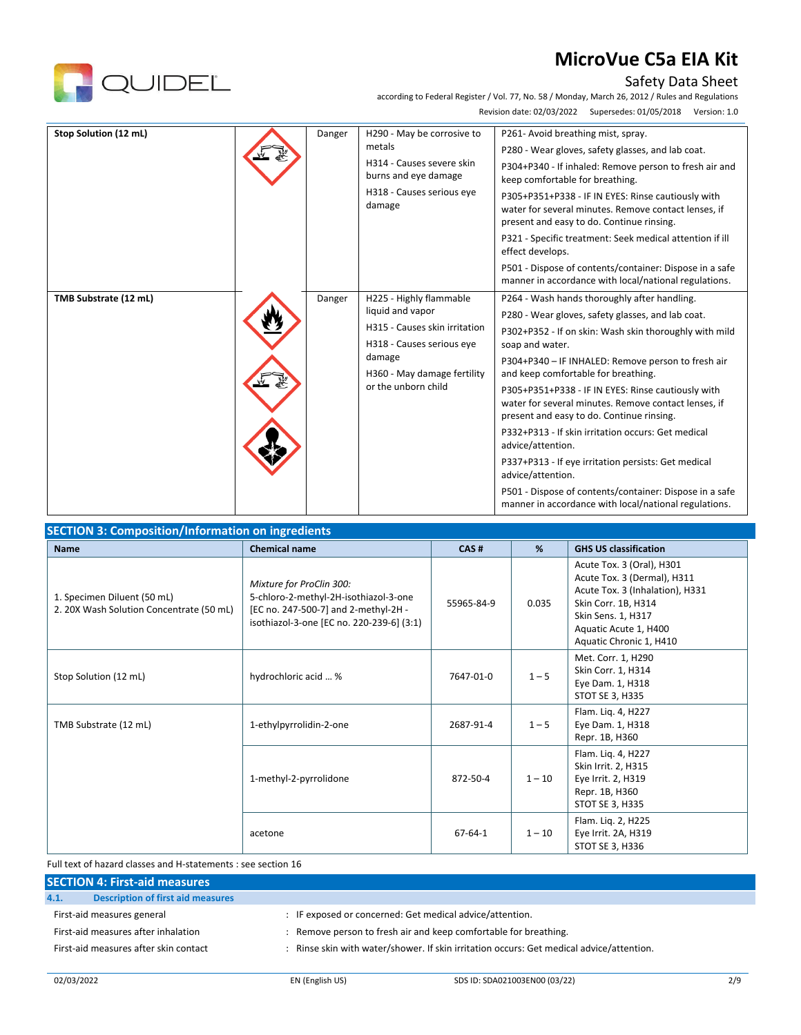| | | | | |
|---|---|---|---|---|
| **Stop Solution (12 mL)** | | Danger | H290 - May be corrosive to metals<br>H314 - Causes severe skin burns and eye damage<br>H318 - Causes serious eye damage | P261- Avoid breathing mist, spray.<br>P280 - Wear gloves, safety glasses, and lab coat.<br>P304+P340 - If inhaled: Remove person to fresh air and keep comfortable for breathing.<br>P305+P351+P338 - IF IN EYES: Rinse cautiously with water for several minutes. Remove contact lenses, if present and easy to do. Continue rinsing.<br>P321 - Specific treatment: Seek medical attention if ill effect develops.<br>P501 - Dispose of contents/container: Dispose in a safe manner in accordance with local/national regulations. |
| **TMB Substrate (12 mL)** | | Danger | H225 - Highly flammable liquid and vapor<br>H315 - Causes skin irritation<br>H318 - Causes serious eye damage<br>H360 - May damage fertility or the unborn child | P264 - Wash hands thoroughly after handling.<br>P280 - Wear gloves, safety glasses, and lab coat.<br>P302+P352 - If on skin: Wash skin thoroughly with mild soap and water.<br>P304+P340 – IF INHALED: Remove person to fresh air and keep comfortable for breathing.<br>P305+P351+P338 - IF IN EYES: Rinse cautiously with water for several minutes. Remove contact lenses, if present and easy to do. Continue rinsing.<br>P332+P313 - If skin irritation occurs: Get medical advice/attention.<br>P337+P313 - If eye irritation persists: Get medical advice/attention.<br>P501 - Dispose of contents/container: Dispose in a safe manner in accordance with local/national regulations. |

## SECTION 3: Composition/Information on ingredients

| Name | Chemical name | CAS # | % | GHS US classification |
|---|---|---|---|---|
| 1. Specimen Diluent (50 mL)<br>2. 20X Wash Solution Concentrate (50 mL) | *Mixture for ProClin 300:*<br>5-chloro-2-methyl-2H-isothiazol-3-one [EC no. 247-500-7] and 2-methyl-2H - isothiazol-3-one [EC no. 220-239-6] (3:1) | 55965-84-9 | 0.035 | Acute Tox. 3 (Oral), H301<br>Acute Tox. 3 (Dermal), H311<br>Acute Tox. 3 (Inhalation), H331<br>Skin Corr. 1B, H314<br>Skin Sens. 1, H317<br>Aquatic Acute 1, H400<br>Aquatic Chronic 1, H410 |
| Stop Solution (12 mL) | hydrochloric acid … % | 7647-01-0 | 1 – 5 | Met. Corr. 1, H290<br>Skin Corr. 1, H314<br>Eye Dam. 1, H318<br>STOT SE 3, H335 |
| TMB Substrate (12 mL) | 1-ethylpyrrolidin-2-one | 2687-91-4 | 1 – 5 | Flam. Liq. 4, H227<br>Eye Dam. 1, H318<br>Repr. 1B, H360 |
| | 1-methyl-2-pyrrolidone | 872-50-4 | 1 – 10 | Flam. Liq. 4, H227<br>Skin Irrit. 2, H315<br>Eye Irrit. 2, H319<br>Repr. 1B, H360<br>STOT SE 3, H335 |
| | acetone | 67-64-1 | 1 – 10 | Flam. Liq. 2, H225<br>Eye Irrit. 2A, H319<br>STOT SE 3, H336 |

Full text of hazard classes and H-statements : see section 16

## SECTION 4: First-aid measures

### 4.1. Description of first aid measures

| | |
|---|---|
| First-aid measures general | : IF exposed or concerned: Get medical advice/attention. |
| First-aid measures after inhalation | : Remove person to fresh air and keep comfortable for breathing. |
| First-aid measures after skin contact | : Rinse skin with water/shower. If skin irritation occurs: Get medical advice/attention. |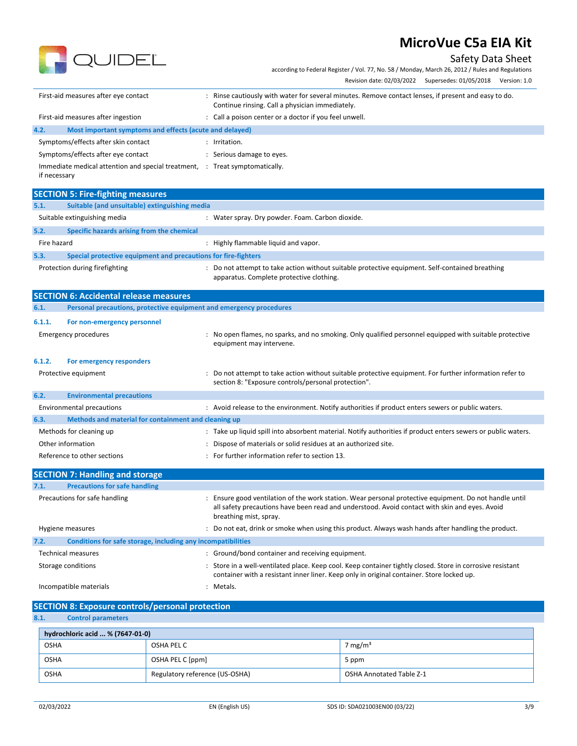First-aid measures after eye contact : Rinse cautiously with water for several minutes. Remove contact lenses, if present and easy to do. Continue rinsing. Call a physician immediately.

First-aid measures after ingestion : Call a poison center or a doctor if you feel unwell.

### 4.2. Most important symptoms and effects (acute and delayed)

Symptoms/effects after skin contact : Irritation.

Symptoms/effects after eye contact : Serious damage to eyes.

Immediate medical attention and special treatment, if necessary : Treat symptomatically.

## SECTION 5: Fire-fighting measures

### 5.1. Suitable (and unsuitable) extinguishing media

Suitable extinguishing media : Water spray. Dry powder. Foam. Carbon dioxide.

### 5.2. Specific hazards arising from the chemical

Fire hazard : Highly flammable liquid and vapor.

### 5.3. Special protective equipment and precautions for fire-fighters

Protection during firefighting : Do not attempt to take action without suitable protective equipment. Self-contained breathing apparatus. Complete protective clothing.

## SECTION 6: Accidental release measures

### 6.1. Personal precautions, protective equipment and emergency procedures

#### 6.1.1. For non-emergency personnel

Emergency procedures : No open flames, no sparks, and no smoking. Only qualified personnel equipped with suitable protective equipment may intervene.

#### 6.1.2. For emergency responders

Protective equipment : Do not attempt to take action without suitable protective equipment. For further information refer to section 8: "Exposure controls/personal protection".

### 6.2. Environmental precautions

Environmental precautions : Avoid release to the environment. Notify authorities if product enters sewers or public waters.

### 6.3. Methods and material for containment and cleaning up

Methods for cleaning up : Take up liquid spill into absorbent material. Notify authorities if product enters sewers or public waters.

Other information : Dispose of materials or solid residues at an authorized site.

Reference to other sections : For further information refer to section 13.

## SECTION 7: Handling and storage

### 7.1. Precautions for safe handling

Precautions for safe handling : Ensure good ventilation of the work station. Wear personal protective equipment. Do not handle until all safety precautions have been read and understood. Avoid contact with skin and eyes. Avoid breathing mist, spray.

Hygiene measures : Do not eat, drink or smoke when using this product. Always wash hands after handling the product.

### 7.2. Conditions for safe storage, including any incompatibilities

Technical measures : Ground/bond container and receiving equipment.

Storage conditions : Store in a well-ventilated place. Keep cool. Keep container tightly closed. Store in corrosive resistant container with a resistant inner liner. Keep only in original container. Store locked up.

Incompatible materials : Metals.

## SECTION 8: Exposure controls/personal protection

### 8.1. Control parameters

| hydrochloric acid ... % (7647-01-0) | | |
|---|---|---|
| OSHA | OSHA PEL C | 7 mg/m³ |
| OSHA | OSHA PEL C [ppm] | 5 ppm |
| OSHA | Regulatory reference (US-OSHA) | OSHA Annotated Table Z-1 |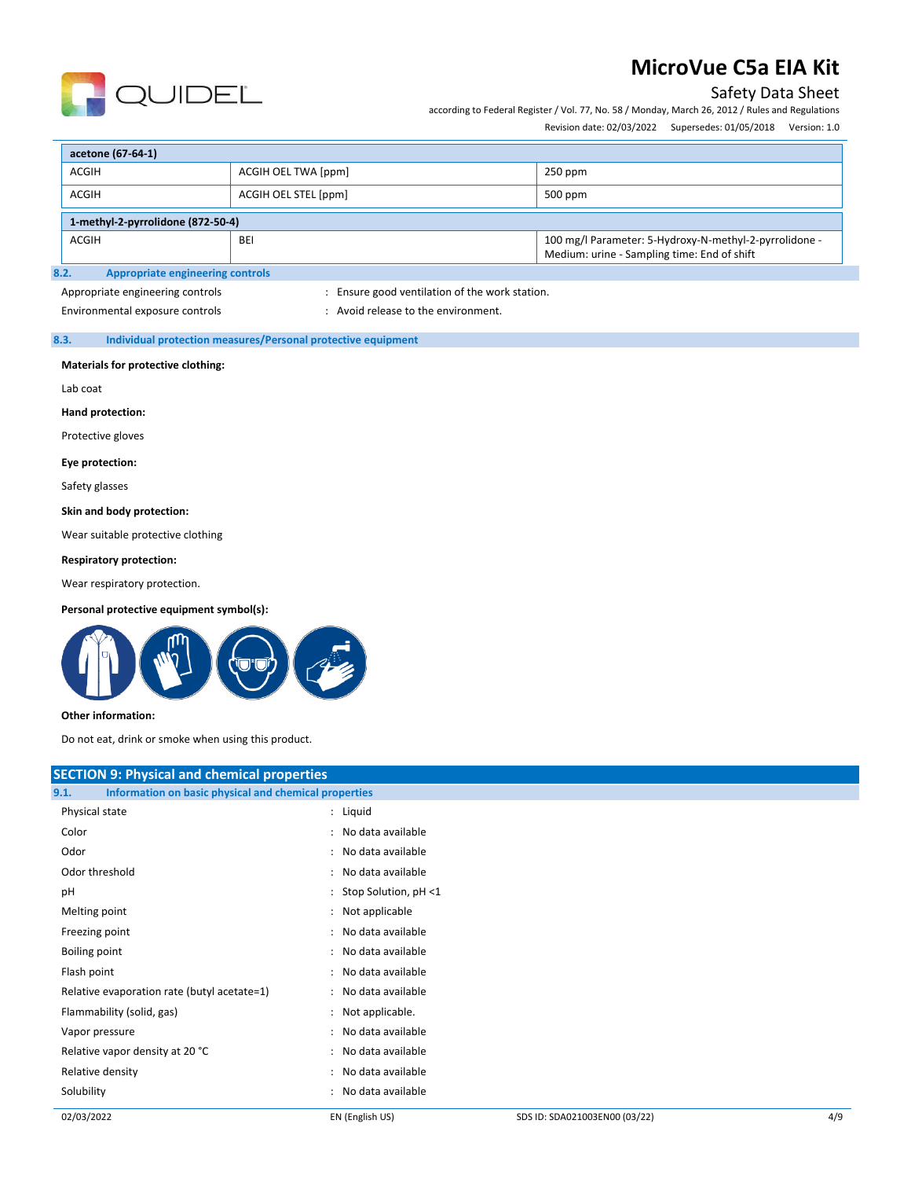| acetone (67-64-1) | | |
|---|---|---|
| ACGIH | ACGIH OEL TWA [ppm] | 250 ppm |
| ACGIH | ACGIH OEL STEL [ppm] | 500 ppm |

| 1-methyl-2-pyrrolidone (872-50-4) | | |
|---|---|---|
| ACGIH | BEI | 100 mg/l Parameter: 5-Hydroxy-N-methyl-2-pyrrolidone - Medium: urine - Sampling time: End of shift |

### 8.2. Appropriate engineering controls

Appropriate engineering controls : Ensure good ventilation of the work station.

Environmental exposure controls : Avoid release to the environment.

### 8.3. Individual protection measures/Personal protective equipment

**Materials for protective clothing:**

Lab coat

**Hand protection:**

Protective gloves

**Eye protection:**

Safety glasses

**Skin and body protection:**

Wear suitable protective clothing

**Respiratory protection:**

Wear respiratory protection.

**Personal protective equipment symbol(s):**

**Other information:**

Do not eat, drink or smoke when using this product.

## SECTION 9: Physical and chemical properties

### 9.1. Information on basic physical and chemical properties

| Property | Value |
|---|---|
| Physical state | Liquid |
| Color | No data available |
| Odor | No data available |
| Odor threshold | No data available |
| pH | Stop Solution, pH <1 |
| Melting point | Not applicable |
| Freezing point | No data available |
| Boiling point | No data available |
| Flash point | No data available |
| Relative evaporation rate (butyl acetate=1) | No data available |
| Flammability (solid, gas) | Not applicable. |
| Vapor pressure | No data available |
| Relative vapor density at 20 °C | No data available |
| Relative density | No data available |
| Solubility | No data available |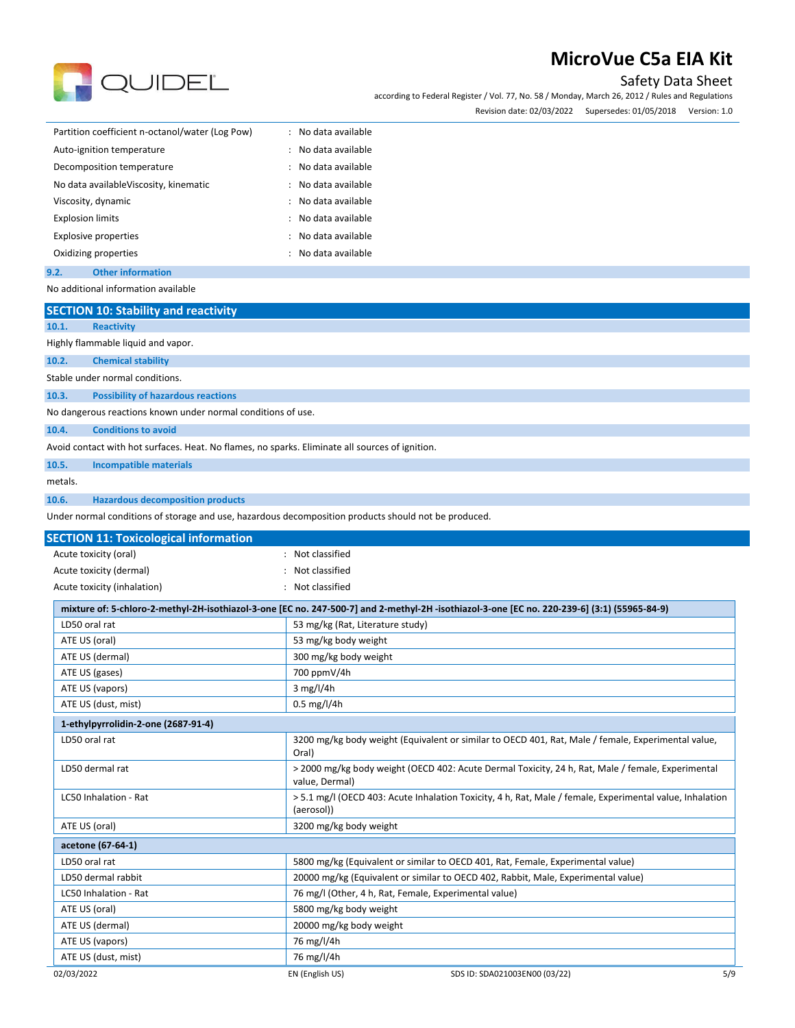| | | |
|---|---|---|
| Partition coefficient n-octanol/water (Log Pow) | : | No data available |
| Auto-ignition temperature | : | No data available |
| Decomposition temperature | : | No data available |
| No data availableViscosity, kinematic | : | No data available |
| Viscosity, dynamic | : | No data available |
| Explosion limits | : | No data available |
| Explosive properties | : | No data available |
| Oxidizing properties | : | No data available |

### 9.2. Other information

No additional information available

## SECTION 10: Stability and reactivity

### 10.1. Reactivity

Highly flammable liquid and vapor.

### 10.2. Chemical stability

Stable under normal conditions.

### 10.3. Possibility of hazardous reactions

No dangerous reactions known under normal conditions of use.

### 10.4. Conditions to avoid

Avoid contact with hot surfaces. Heat. No flames, no sparks. Eliminate all sources of ignition.

### 10.5. Incompatible materials

metals.

### 10.6. Hazardous decomposition products

Under normal conditions of storage and use, hazardous decomposition products should not be produced.

## SECTION 11: Toxicological information

| | | |
|---|---|---|
| Acute toxicity (oral) | : | Not classified |
| Acute toxicity (dermal) | : | Not classified |
| Acute toxicity (inhalation) | : | Not classified |

| mixture of: 5-chloro-2-methyl-2H-isothiazol-3-one [EC no. 247-500-7] and 2-methyl-2H -isothiazol-3-one [EC no. 220-239-6] (3:1) (55965-84-9) | |
|---|---|
| LD50 oral rat | 53 mg/kg (Rat, Literature study) |
| ATE US (oral) | 53 mg/kg body weight |
| ATE US (dermal) | 300 mg/kg body weight |
| ATE US (gases) | 700 ppmV/4h |
| ATE US (vapors) | 3 mg/l/4h |
| ATE US (dust, mist) | 0.5 mg/l/4h |

| 1-ethylpyrrolidin-2-one (2687-91-4) | |
|---|---|
| LD50 oral rat | 3200 mg/kg body weight (Equivalent or similar to OECD 401, Rat, Male / female, Experimental value, Oral) |
| LD50 dermal rat | > 2000 mg/kg body weight (OECD 402: Acute Dermal Toxicity, 24 h, Rat, Male / female, Experimental value, Dermal) |
| LC50 Inhalation - Rat | > 5.1 mg/l (OECD 403: Acute Inhalation Toxicity, 4 h, Rat, Male / female, Experimental value, Inhalation (aerosol)) |
| ATE US (oral) | 3200 mg/kg body weight |

| acetone (67-64-1) | |
|---|---|
| LD50 oral rat | 5800 mg/kg (Equivalent or similar to OECD 401, Rat, Female, Experimental value) |
| LD50 dermal rabbit | 20000 mg/kg (Equivalent or similar to OECD 402, Rabbit, Male, Experimental value) |
| LC50 Inhalation - Rat | 76 mg/l (Other, 4 h, Rat, Female, Experimental value) |
| ATE US (oral) | 5800 mg/kg body weight |
| ATE US (dermal) | 20000 mg/kg body weight |
| ATE US (vapors) | 76 mg/l/4h |
| ATE US (dust, mist) | 76 mg/l/4h |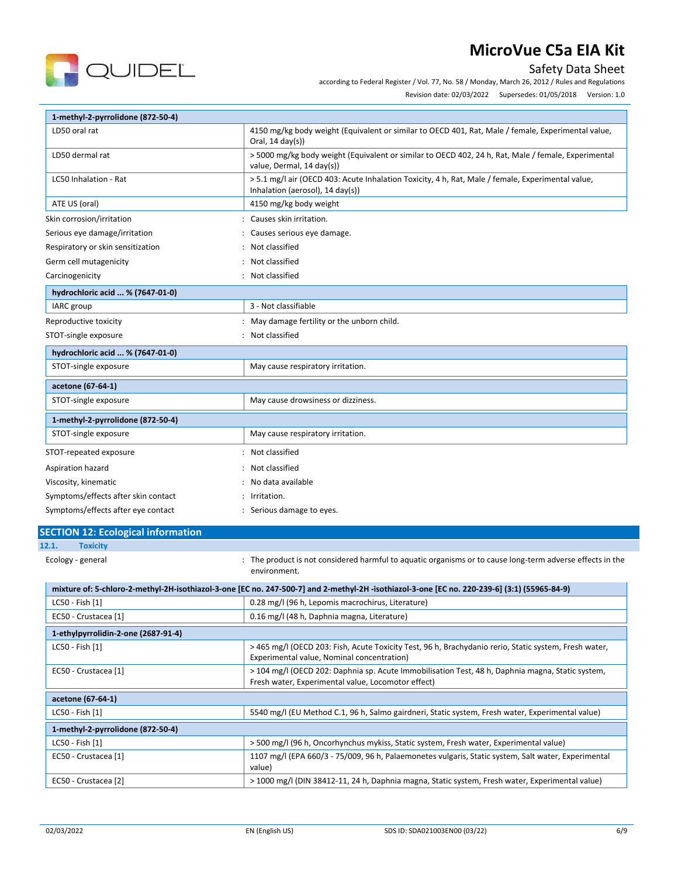| 1-methyl-2-pyrrolidone (872-50-4) | |
|---|---|
| LD50 oral rat | 4150 mg/kg body weight (Equivalent or similar to OECD 401, Rat, Male / female, Experimental value, Oral, 14 day(s)) |
| LD50 dermal rat | > 5000 mg/kg body weight (Equivalent or similar to OECD 402, 24 h, Rat, Male / female, Experimental value, Dermal, 14 day(s)) |
| LC50 Inhalation - Rat | > 5.1 mg/l air (OECD 403: Acute Inhalation Toxicity, 4 h, Rat, Male / female, Experimental value, Inhalation (aerosol), 14 day(s)) |
| ATE US (oral) | 4150 mg/kg body weight |

Skin corrosion/irritation : Causes skin irritation.

Serious eye damage/irritation : Causes serious eye damage.

Respiratory or skin sensitization : Not classified

Germ cell mutagenicity : Not classified

Carcinogenicity : Not classified

| hydrochloric acid ... % (7647-01-0) | |
|---|---|
| IARC group | 3 - Not classifiable |

Reproductive toxicity : May damage fertility or the unborn child.

STOT-single exposure : Not classified

| hydrochloric acid ... % (7647-01-0) | |
|---|---|
| STOT-single exposure | May cause respiratory irritation. |

| acetone (67-64-1) | |
|---|---|
| STOT-single exposure | May cause drowsiness or dizziness. |

| 1-methyl-2-pyrrolidone (872-50-4) | |
|---|---|
| STOT-single exposure | May cause respiratory irritation. |

STOT-repeated exposure : Not classified

Aspiration hazard : Not classified

Viscosity, kinematic : No data available

Symptoms/effects after skin contact : Irritation.

Symptoms/effects after eye contact : Serious damage to eyes.

## SECTION 12: Ecological information

### 12.1. Toxicity

Ecology - general : The product is not considered harmful to aquatic organisms or to cause long-term adverse effects in the environment.

| mixture of: 5-chloro-2-methyl-2H-isothiazol-3-one [EC no. 247-500-7] and 2-methyl-2H -isothiazol-3-one [EC no. 220-239-6] (3:1) (55965-84-9) | |
|---|---|
| LC50 - Fish [1] | 0.28 mg/l (96 h, Lepomis macrochirus, Literature) |
| EC50 - Crustacea [1] | 0.16 mg/l (48 h, Daphnia magna, Literature) |

| 1-ethylpyrrolidin-2-one (2687-91-4) | |
|---|---|
| LC50 - Fish [1] | > 465 mg/l (OECD 203: Fish, Acute Toxicity Test, 96 h, Brachydanio rerio, Static system, Fresh water, Experimental value, Nominal concentration) |
| EC50 - Crustacea [1] | > 104 mg/l (OECD 202: Daphnia sp. Acute Immobilisation Test, 48 h, Daphnia magna, Static system, Fresh water, Experimental value, Locomotor effect) |

| acetone (67-64-1) | |
|---|---|
| LC50 - Fish [1] | 5540 mg/l (EU Method C.1, 96 h, Salmo gairdneri, Static system, Fresh water, Experimental value) |

| 1-methyl-2-pyrrolidone (872-50-4) | |
|---|---|
| LC50 - Fish [1] | > 500 mg/l (96 h, Oncorhynchus mykiss, Static system, Fresh water, Experimental value) |
| EC50 - Crustacea [1] | 1107 mg/l (EPA 660/3 - 75/009, 96 h, Palaemonetes vulgaris, Static system, Salt water, Experimental value) |
| EC50 - Crustacea [2] | > 1000 mg/l (DIN 38412-11, 24 h, Daphnia magna, Static system, Fresh water, Experimental value) |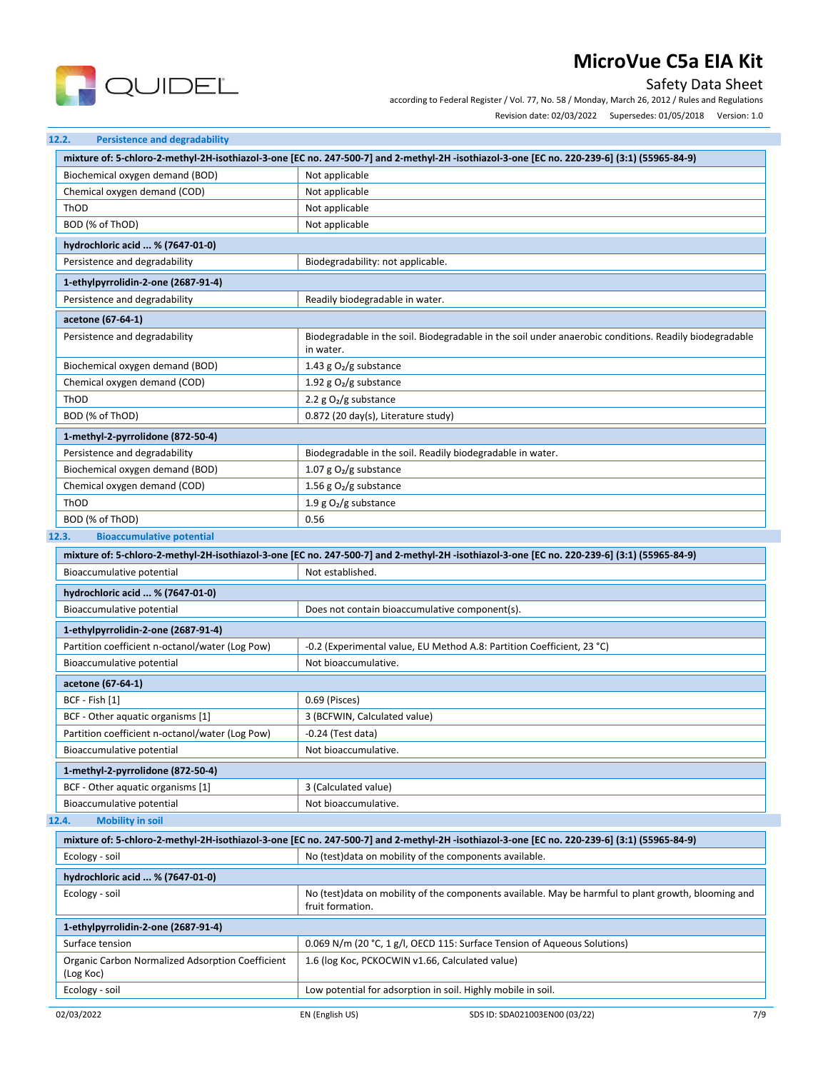### 12.2. Persistence and degradability

| mixture of: 5-chloro-2-methyl-2H-isothiazol-3-one [EC no. 247-500-7] and 2-methyl-2H -isothiazol-3-one [EC no. 220-239-6] (3:1) (55965-84-9) | |
|---|---|
| Biochemical oxygen demand (BOD) | Not applicable |
| Chemical oxygen demand (COD) | Not applicable |
| ThOD | Not applicable |
| BOD (% of ThOD) | Not applicable |

| hydrochloric acid ... % (7647-01-0) | |
|---|---|
| Persistence and degradability | Biodegradability: not applicable. |

| 1-ethylpyrrolidin-2-one (2687-91-4) | |
|---|---|
| Persistence and degradability | Readily biodegradable in water. |

| acetone (67-64-1) | |
|---|---|
| Persistence and degradability | Biodegradable in the soil. Biodegradable in the soil under anaerobic conditions. Readily biodegradable in water. |
| Biochemical oxygen demand (BOD) | 1.43 g $O_2$/g substance |
| Chemical oxygen demand (COD) | 1.92 g $O_2$/g substance |
| ThOD | 2.2 g $O_2$/g substance |
| BOD (% of ThOD) | 0.872 (20 day(s), Literature study) |

| 1-methyl-2-pyrrolidone (872-50-4) | |
|---|---|
| Persistence and degradability | Biodegradable in the soil. Readily biodegradable in water. |
| Biochemical oxygen demand (BOD) | 1.07 g $O_2$/g substance |
| Chemical oxygen demand (COD) | 1.56 g $O_2$/g substance |
| ThOD | 1.9 g $O_2$/g substance |
| BOD (% of ThOD) | 0.56 |

### 12.3. Bioaccumulative potential

| mixture of: 5-chloro-2-methyl-2H-isothiazol-3-one [EC no. 247-500-7] and 2-methyl-2H -isothiazol-3-one [EC no. 220-239-6] (3:1) (55965-84-9) | |
|---|---|
| Bioaccumulative potential | Not established. |

| hydrochloric acid ... % (7647-01-0) | |
|---|---|
| Bioaccumulative potential | Does not contain bioaccumulative component(s). |

| 1-ethylpyrrolidin-2-one (2687-91-4) | |
|---|---|
| Partition coefficient n-octanol/water (Log Pow) | -0.2 (Experimental value, EU Method A.8: Partition Coefficient, 23 °C) |
| Bioaccumulative potential | Not bioaccumulative. |

| acetone (67-64-1) | |
|---|---|
| BCF - Fish [1] | 0.69 (Pisces) |
| BCF - Other aquatic organisms [1] | 3 (BCFWIN, Calculated value) |
| Partition coefficient n-octanol/water (Log Pow) | -0.24 (Test data) |
| Bioaccumulative potential | Not bioaccumulative. |

| 1-methyl-2-pyrrolidone (872-50-4) | |
|---|---|
| BCF - Other aquatic organisms [1] | 3 (Calculated value) |
| Bioaccumulative potential | Not bioaccumulative. |

### 12.4. Mobility in soil

| mixture of: 5-chloro-2-methyl-2H-isothiazol-3-one [EC no. 247-500-7] and 2-methyl-2H -isothiazol-3-one [EC no. 220-239-6] (3:1) (55965-84-9) | |
|---|---|
| Ecology - soil | No (test)data on mobility of the components available. |

| hydrochloric acid ... % (7647-01-0) | |
|---|---|
| Ecology - soil | No (test)data on mobility of the components available. May be harmful to plant growth, blooming and fruit formation. |

| 1-ethylpyrrolidin-2-one (2687-91-4) | |
|---|---|
| Surface tension | 0.069 N/m (20 °C, 1 g/l, OECD 115: Surface Tension of Aqueous Solutions) |
| Organic Carbon Normalized Adsorption Coefficient (Log Koc) | 1.6 (log Koc, PCKOCWIN v1.66, Calculated value) |
| Ecology - soil | Low potential for adsorption in soil. Highly mobile in soil. |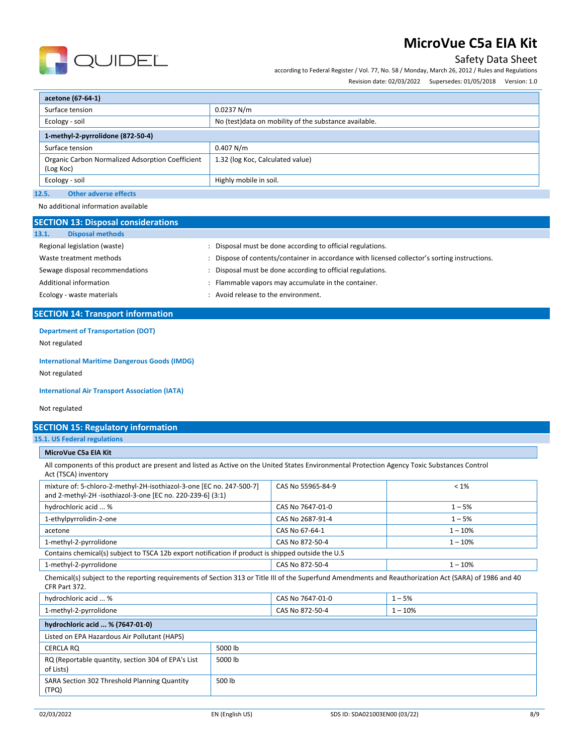| acetone (67-64-1) | |
|---|---|
| Surface tension | 0.0237 N/m |
| Ecology - soil | No (test)data on mobility of the substance available. |

| 1-methyl-2-pyrrolidone (872-50-4) | |
|---|---|
| Surface tension | 0.407 N/m |
| Organic Carbon Normalized Adsorption Coefficient (Log Koc) | 1.32 (log Koc, Calculated value) |
| Ecology - soil | Highly mobile in soil. |

### 12.5. Other adverse effects

No additional information available

## SECTION 13: Disposal considerations

### 13.1. Disposal methods

Regional legislation (waste) : Disposal must be done according to official regulations.

Waste treatment methods : Dispose of contents/container in accordance with licensed collector's sorting instructions.

Sewage disposal recommendations : Disposal must be done according to official regulations.

Additional information : Flammable vapors may accumulate in the container.

Ecology - waste materials : Avoid release to the environment.

## SECTION 14: Transport information

**Department of Transportation (DOT)**

Not regulated

**International Maritime Dangerous Goods (IMDG)**

Not regulated

**International Air Transport Association (IATA)**

Not regulated

## SECTION 15: Regulatory information

### 15.1. US Federal regulations

**MicroVue C5a EIA Kit**

All components of this product are present and listed as Active on the United States Environmental Protection Agency Toxic Substances Control Act (TSCA) inventory

| | | |
|---|---|---|
| mixture of: 5-chloro-2-methyl-2H-isothiazol-3-one [EC no. 247-500-7] and 2-methyl-2H -isothiazol-3-one [EC no. 220-239-6] (3:1) | CAS No 55965-84-9 | < 1% |
| hydrochloric acid ... % | CAS No 7647-01-0 | 1 – 5% |
| 1-ethylpyrrolidin-2-one | CAS No 2687-91-4 | 1 – 5% |
| acetone | CAS No 67-64-1 | 1 – 10% |
| 1-methyl-2-pyrrolidone | CAS No 872-50-4 | 1 – 10% |

Contains chemical(s) subject to TSCA 12b export notification if product is shipped outside the U.S

| | | |
|---|---|---|
| 1-methyl-2-pyrrolidone | CAS No 872-50-4 | 1 – 10% |

Chemical(s) subject to the reporting requirements of Section 313 or Title III of the Superfund Amendments and Reauthorization Act (SARA) of 1986 and 40 CFR Part 372.

| | | |
|---|---|---|
| hydrochloric acid ... % | CAS No 7647-01-0 | 1 – 5% |
| 1-methyl-2-pyrrolidone | CAS No 872-50-4 | 1 – 10% |

| hydrochloric acid ... % (7647-01-0) | |
|---|---|
| Listed on EPA Hazardous Air Pollutant (HAPS) | |
| CERCLA RQ | 5000 lb |
| RQ (Reportable quantity, section 304 of EPA's List of Lists) | 5000 lb |
| SARA Section 302 Threshold Planning Quantity (TPQ) | 500 lb |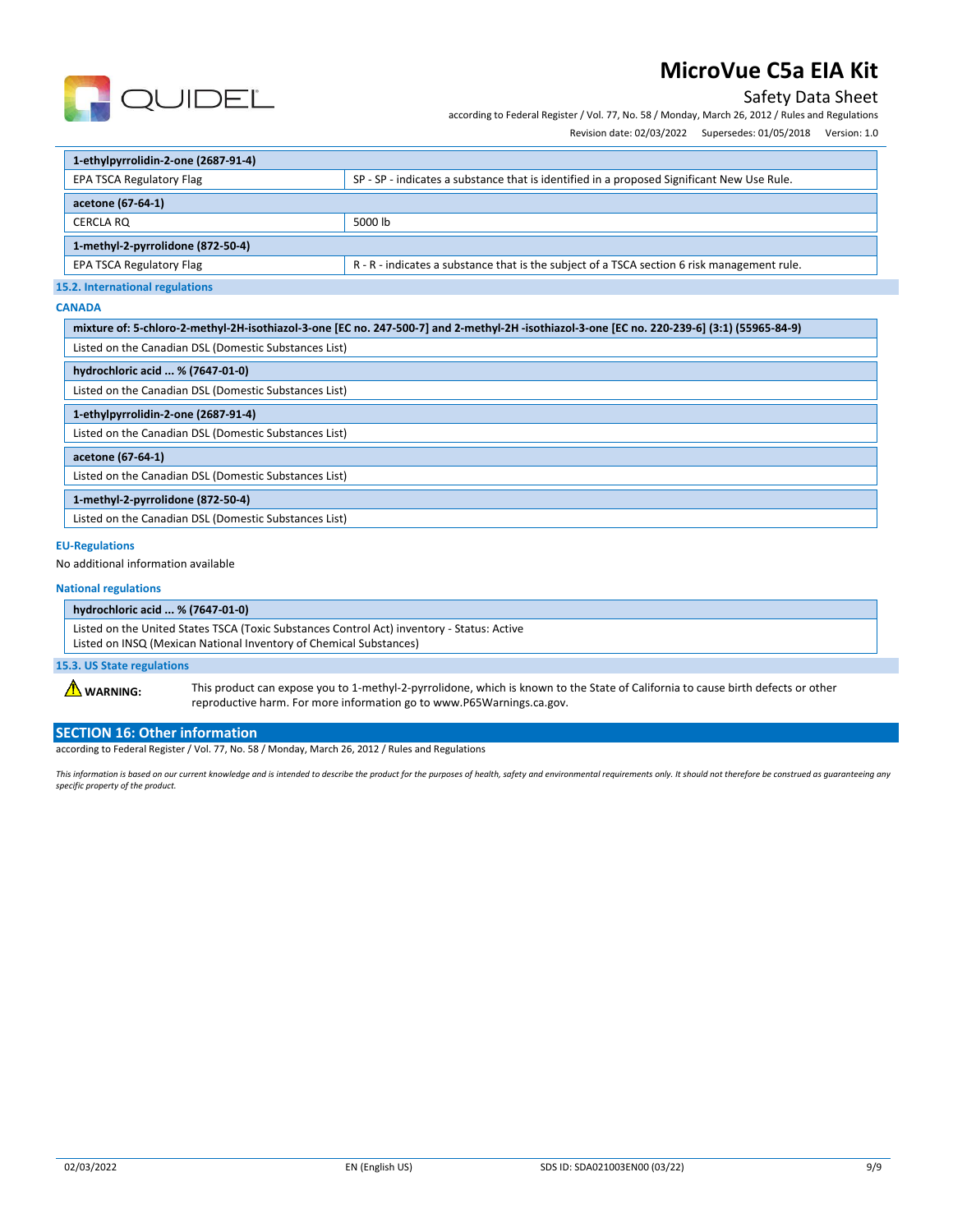| 1-ethylpyrrolidin-2-one (2687-91-4) | |
|---|---|
| EPA TSCA Regulatory Flag | SP - SP - indicates a substance that is identified in a proposed Significant New Use Rule. |

| acetone (67-64-1) | |
|---|---|
| CERCLA RQ | 5000 lb |

| 1-methyl-2-pyrrolidone (872-50-4) | |
|---|---|
| EPA TSCA Regulatory Flag | R - R - indicates a substance that is the subject of a TSCA section 6 risk management rule. |

### 15.2. International regulations

**CANADA**

| mixture of: 5-chloro-2-methyl-2H-isothiazol-3-one [EC no. 247-500-7] and 2-methyl-2H -isothiazol-3-one [EC no. 220-239-6] (3:1) (55965-84-9) |
|---|
| Listed on the Canadian DSL (Domestic Substances List) |

| hydrochloric acid ... % (7647-01-0) |
|---|
| Listed on the Canadian DSL (Domestic Substances List) |

| 1-ethylpyrrolidin-2-one (2687-91-4) |
|---|
| Listed on the Canadian DSL (Domestic Substances List) |

| acetone (67-64-1) |
|---|
| Listed on the Canadian DSL (Domestic Substances List) |

| 1-methyl-2-pyrrolidone (872-50-4) |
|---|
| Listed on the Canadian DSL (Domestic Substances List) |

**EU-Regulations**

No additional information available

**National regulations**

| hydrochloric acid ... % (7647-01-0) |
|---|
| Listed on the United States TSCA (Toxic Substances Control Act) inventory - Status: Active<br>Listed on INSQ (Mexican National Inventory of Chemical Substances) |

### 15.3. US State regulations

⚠ **WARNING:** This product can expose you to 1-methyl-2-pyrrolidone, which is known to the State of California to cause birth defects or other reproductive harm. For more information go to www.P65Warnings.ca.gov.

## SECTION 16: Other information

according to Federal Register / Vol. 77, No. 58 / Monday, March 26, 2012 / Rules and Regulations

*This information is based on our current knowledge and is intended to describe the product for the purposes of health, safety and environmental requirements only. It should not therefore be construed as guaranteeing any specific property of the product.*